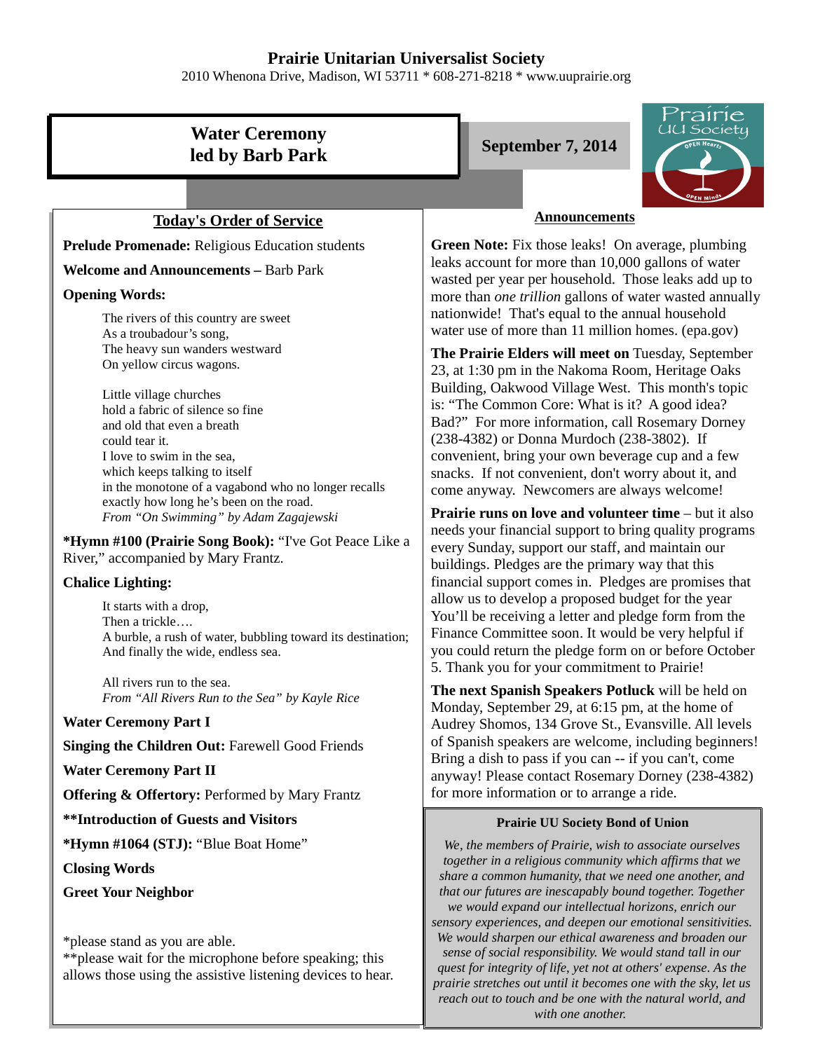# Prairie Unitarian Universalist Society

2010 Whenona Drive, Madison, WI 53711 * 608-271-8218 * www.uuprairie.org

## Water Ceremony led by Barb Park

**September 7, 2014**

### Today's Order of Service

**Prelude Promenade:** Religious Education students

**Welcome and Announcements –** Barb Park

**Opening Words:**

The rivers of this country are sweet
As a troubadour's song,
The heavy sun wanders westward
On yellow circus wagons.

Little village churches
hold a fabric of silence so fine
and old that even a breath
could tear it.
I love to swim in the sea,
which keeps talking to itself
in the monotone of a vagabond who no longer recalls
exactly how long he's been on the road.
*From "On Swimming" by Adam Zagajewski*

***Hymn #100 (Prairie Song Book):** "I've Got Peace Like a River," accompanied by Mary Frantz.

**Chalice Lighting:**

It starts with a drop,
Then a trickle….
A burble, a rush of water, bubbling toward its destination;
And finally the wide, endless sea.

All rivers run to the sea.
*From "All Rivers Run to the Sea" by Kayle Rice*

**Water Ceremony Part I**

**Singing the Children Out:** Farewell Good Friends

**Water Ceremony Part II**

**Offering & Offertory:** Performed by Mary Frantz

****Introduction of Guests and Visitors**

***Hymn #1064 (STJ):** "Blue Boat Home"

**Closing Words**

**Greet Your Neighbor**

*please stand as you are able.
**please wait for the microphone before speaking; this allows those using the assistive listening devices to hear.

### Announcements

**Green Note:** Fix those leaks! On average, plumbing leaks account for more than 10,000 gallons of water wasted per year per household. Those leaks add up to more than *one trillion* gallons of water wasted annually nationwide! That's equal to the annual household water use of more than 11 million homes. (epa.gov)

**The Prairie Elders will meet on** Tuesday, September 23, at 1:30 pm in the Nakoma Room, Heritage Oaks Building, Oakwood Village West. This month's topic is: "The Common Core: What is it? A good idea? Bad?" For more information, call Rosemary Dorney (238-4382) or Donna Murdoch (238-3802). If convenient, bring your own beverage cup and a few snacks. If not convenient, don't worry about it, and come anyway. Newcomers are always welcome!

**Prairie runs on love and volunteer time** – but it also needs your financial support to bring quality programs every Sunday, support our staff, and maintain our buildings. Pledges are the primary way that this financial support comes in. Pledges are promises that allow us to develop a proposed budget for the year You'll be receiving a letter and pledge form from the Finance Committee soon. It would be very helpful if you could return the pledge form on or before October 5. Thank you for your commitment to Prairie!

**The next Spanish Speakers Potluck** will be held on Monday, September 29, at 6:15 pm, at the home of Audrey Shomos, 134 Grove St., Evansville. All levels of Spanish speakers are welcome, including beginners! Bring a dish to pass if you can -- if you can't, come anyway! Please contact Rosemary Dorney (238-4382) for more information or to arrange a ride.

### Prairie UU Society Bond of Union

*We, the members of Prairie, wish to associate ourselves together in a religious community which affirms that we share a common humanity, that we need one another, and that our futures are inescapably bound together. Together we would expand our intellectual horizons, enrich our sensory experiences, and deepen our emotional sensitivities. We would sharpen our ethical awareness and broaden our sense of social responsibility. We would stand tall in our quest for integrity of life, yet not at others' expense. As the prairie stretches out until it becomes one with the sky, let us reach out to touch and be one with the natural world, and with one another.*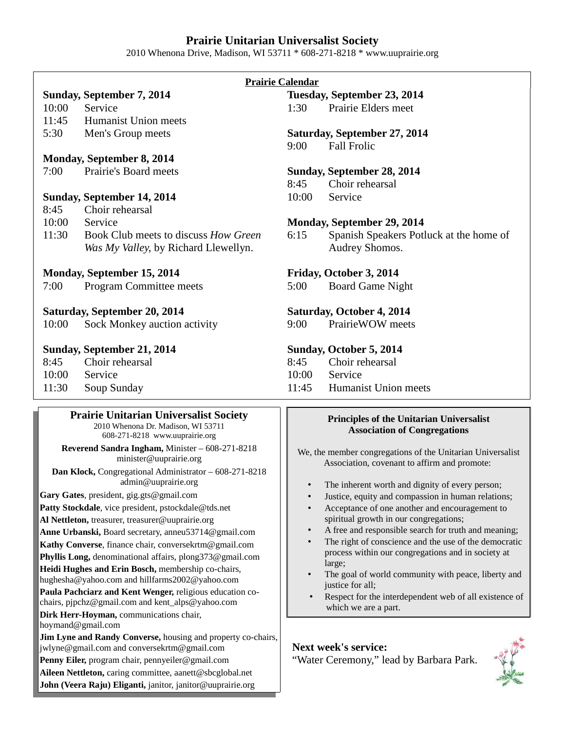# Prairie Unitarian Universalist Society

2010 Whenona Drive, Madison, WI 53711 * 608-271-8218 * www.uuprairie.org

## Prairie Calendar

**Sunday, September 7, 2014**
- 10:00 Service
- 11:45 Humanist Union meets
- 5:30 Men's Group meets

**Monday, September 8, 2014**
- 7:00 Prairie's Board meets

**Sunday, September 14, 2014**
- 8:45 Choir rehearsal
- 10:00 Service
- 11:30 Book Club meets to discuss *How Green Was My Valley*, by Richard Llewellyn.

**Monday, September 15, 2014**
- 7:00 Program Committee meets

**Saturday, September 20, 2014**
- 10:00 Sock Monkey auction activity

**Sunday, September 21, 2014**
- 8:45 Choir rehearsal
- 10:00 Service
- 11:30 Soup Sunday

**Tuesday, September 23, 2014**
- 1:30 Prairie Elders meet

**Saturday, September 27, 2014**
- 9:00 Fall Frolic

**Sunday, September 28, 2014**
- 8:45 Choir rehearsal
- 10:00 Service

**Monday, September 29, 2014**
- 6:15 Spanish Speakers Potluck at the home of Audrey Shomos.

**Friday, October 3, 2014**
- 5:00 Board Game Night

**Saturday, October 4, 2014**
- 9:00 PrairieWOW meets

**Sunday, October 5, 2014**
- 8:45 Choir rehearsal
- 10:00 Service
- 11:45 Humanist Union meets

---

### Prairie Unitarian Universalist Society

2010 Whenona Dr. Madison, WI 53711
608-271-8218 www.uuprairie.org

**Reverend Sandra Ingham,** Minister – 608-271-8218
minister@uuprairie.org

**Dan Klock,** Congregational Administrator – 608-271-8218
admin@uuprairie.org

**Gary Gates**, president, gig.gts@gmail.com
**Patty Stockdale**, vice president, pstockdale@tds.net
**Al Nettleton,** treasurer, treasurer@uuprairie.org
**Anne Urbanski,** Board secretary, anneu53714@gmail.com
**Kathy Converse**, finance chair, conversekrtm@gmail.com
**Phyllis Long,** denominational affairs, plong373@gmail.com
**Heidi Hughes and Erin Bosch,** membership co-chairs, hughesha@yahoo.com and hillfarms2002@yahoo.com
**Paula Pachciarz and Kent Wenger,** religious education co-chairs, pjpchz@gmail.com and kent_alps@yahoo.com
**Dirk Herr-Hoyman,** communications chair, hoymand@gmail.com
**Jim Lyne and Randy Converse,** housing and property co-chairs, jwlyne@gmail.com and conversekrtm@gmail.com
**Penny Eiler,** program chair, pennyeiler@gmail.com
**Aileen Nettleton,** caring committee, aanett@sbcglobal.net
**John (Veera Raju) Eliganti,** janitor, janitor@uuprairie.org

---

### Principles of the Unitarian Universalist Association of Congregations

We, the member congregations of the Unitarian Universalist Association, covenant to affirm and promote:

- The inherent worth and dignity of every person;
- Justice, equity and compassion in human relations;
- Acceptance of one another and encouragement to spiritual growth in our congregations;
- A free and responsible search for truth and meaning;
- The right of conscience and the use of the democratic process within our congregations and in society at large;
- The goal of world community with peace, liberty and justice for all;
- Respect for the interdependent web of all existence of which we are a part.

**Next week's service:**
"Water Ceremony," lead by Barbara Park.